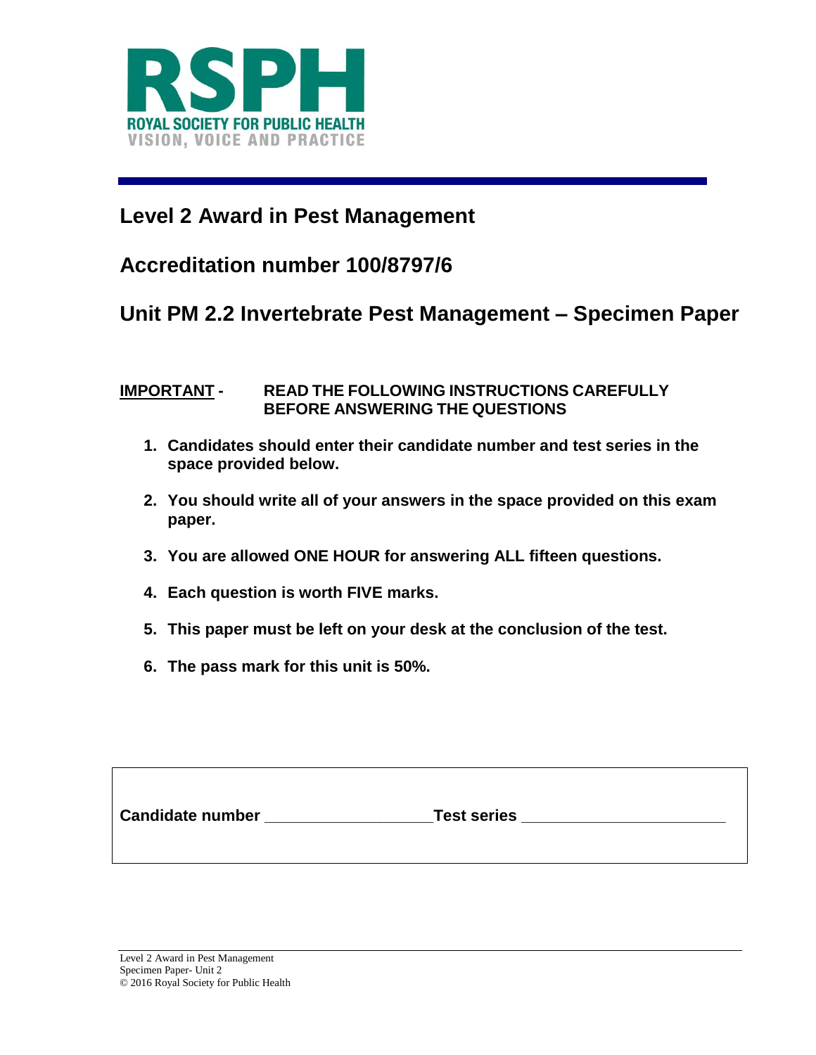**RSPH**
**ROYAL SOCIETY FOR PUBLIC HEALTH**
VISION, VOICE AND PRACTICE

## Level 2 Award in Pest Management

## Accreditation number 100/8797/6

## Unit PM 2.2 Invertebrate Pest Management – Specimen Paper

**IMPORTANT - READ THE FOLLOWING INSTRUCTIONS CAREFULLY BEFORE ANSWERING THE QUESTIONS**

1. **Candidates should enter their candidate number and test series in the space provided below.**
2. **You should write all of your answers in the space provided on this exam paper.**
3. **You are allowed ONE HOUR for answering ALL fifteen questions.**
4. **Each question is worth FIVE marks.**
5. **This paper must be left on your desk at the conclusion of the test.**
6. **The pass mark for this unit is 50%.**

**Candidate number** __________________ **Test series** ______________________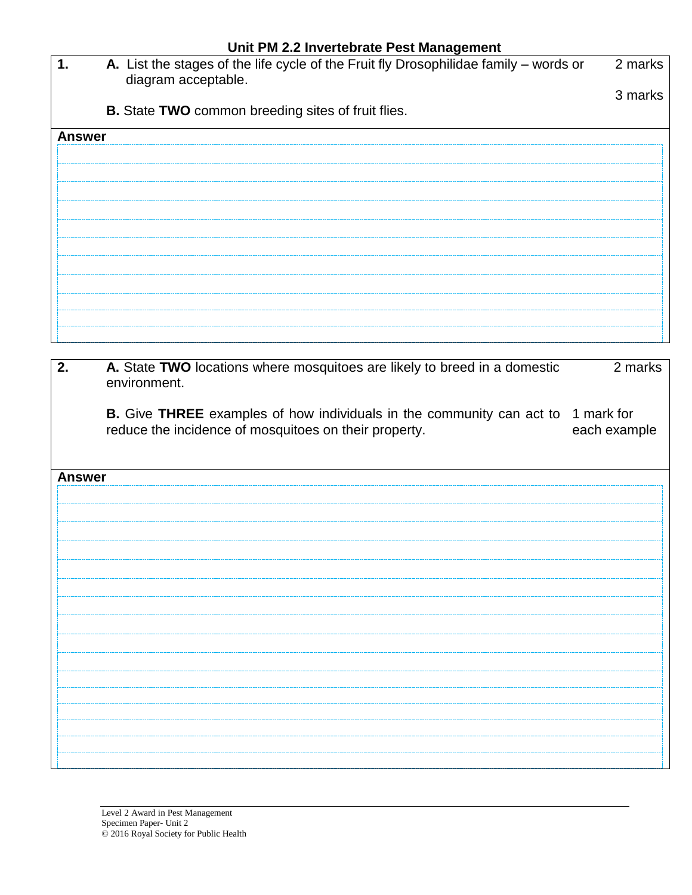## Unit PM 2.2 Invertebrate Pest Management

**1.**

**A.** List the stages of the life cycle of the Fruit fly Drosophilidae family – words or diagram acceptable. — 2 marks

**B.** State **TWO** common breeding sites of fruit flies. — 3 marks

**Answer**

**2.**

**A.** State **TWO** locations where mosquitoes are likely to breed in a domestic environment. — 2 marks

**B.** Give **THREE** examples of how individuals in the community can act to reduce the incidence of mosquitoes on their property. — 1 mark for each example

**Answer**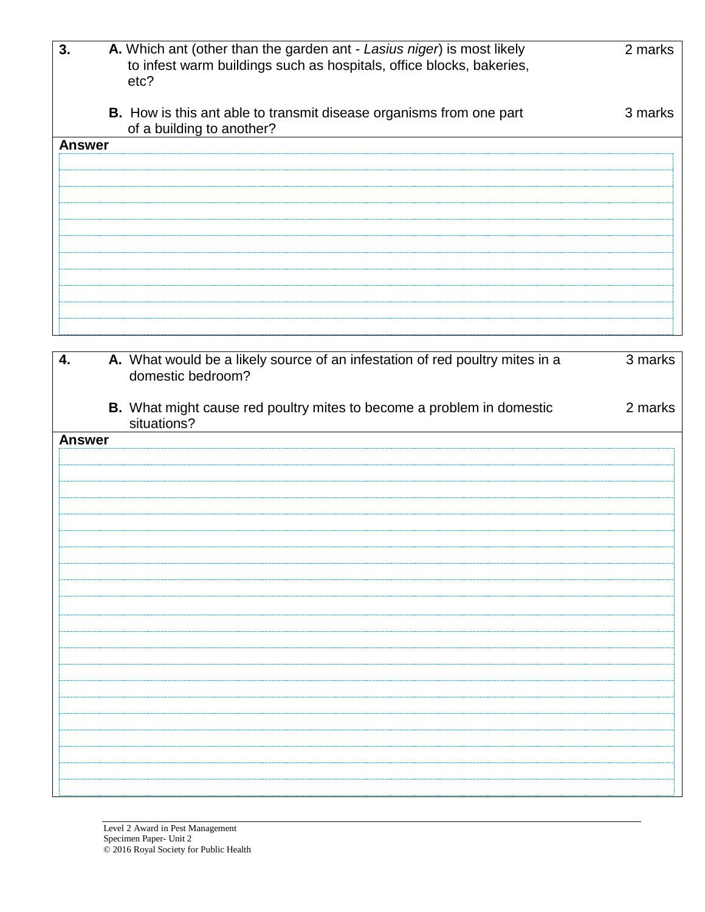| 3. | A. Which ant (other than the garden ant - *Lasius niger*) is most likely to infest warm buildings such as hospitals, office blocks, bakeries, etc? | 2 marks |
|---|---|---|
| | B. How is this ant able to transmit disease organisms from one part of a building to another? | 3 marks |

**Answer**

| 4. | A. What would be a likely source of an infestation of red poultry mites in a domestic bedroom? | 3 marks |
|---|---|---|
| | B. What might cause red poultry mites to become a problem in domestic situations? | 2 marks |

**Answer**

Level 2 Award in Pest Management
Specimen Paper- Unit 2
© 2016 Royal Society for Public Health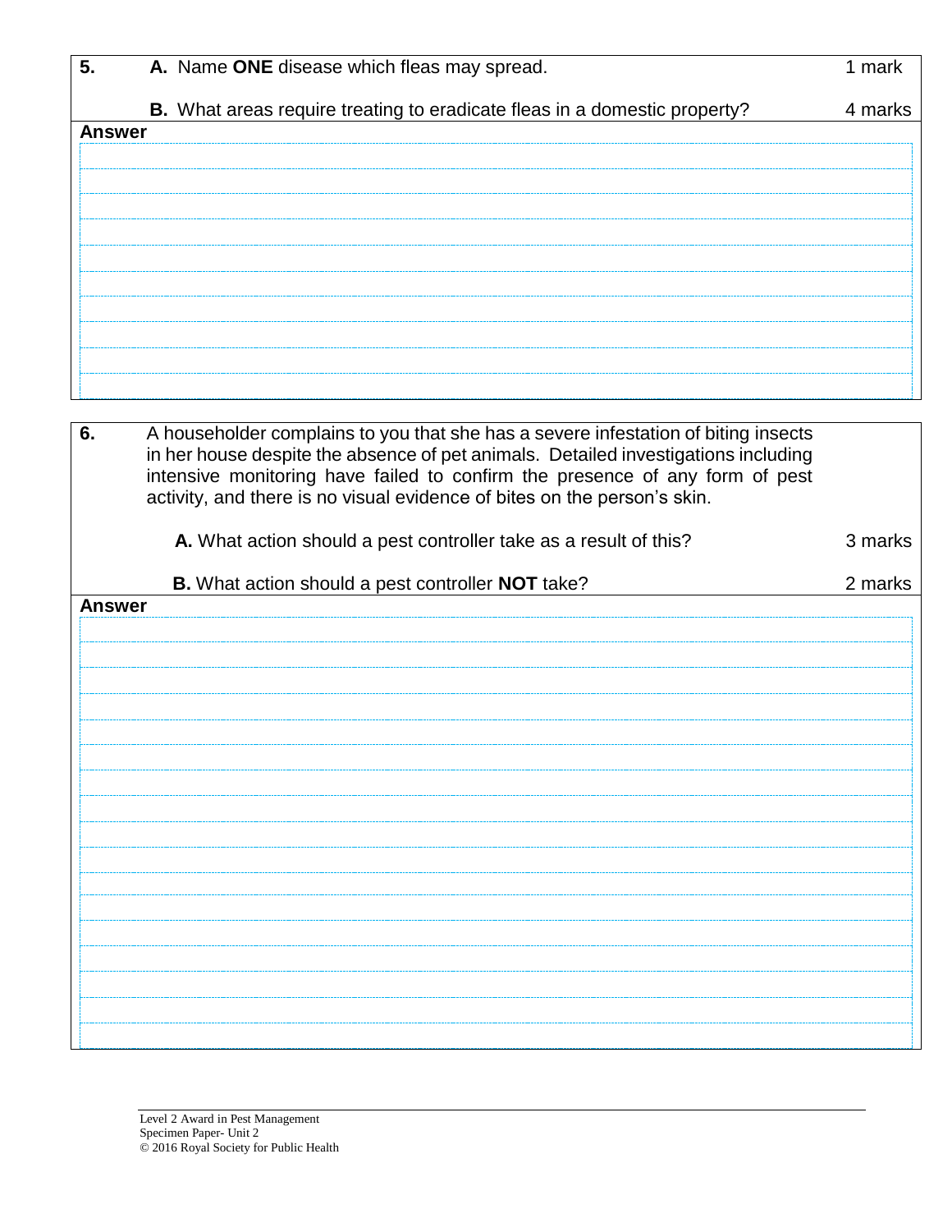**5.** **A.** Name **ONE** disease which fleas may spread. — 1 mark

**B.** What areas require treating to eradicate fleas in a domestic property? — 4 marks

**Answer**

**6.** A householder complains to you that she has a severe infestation of biting insects in her house despite the absence of pet animals. Detailed investigations including intensive monitoring have failed to confirm the presence of any form of pest activity, and there is no visual evidence of bites on the person's skin.

**A.** What action should a pest controller take as a result of this? — 3 marks

**B.** What action should a pest controller **NOT** take? — 2 marks

**Answer**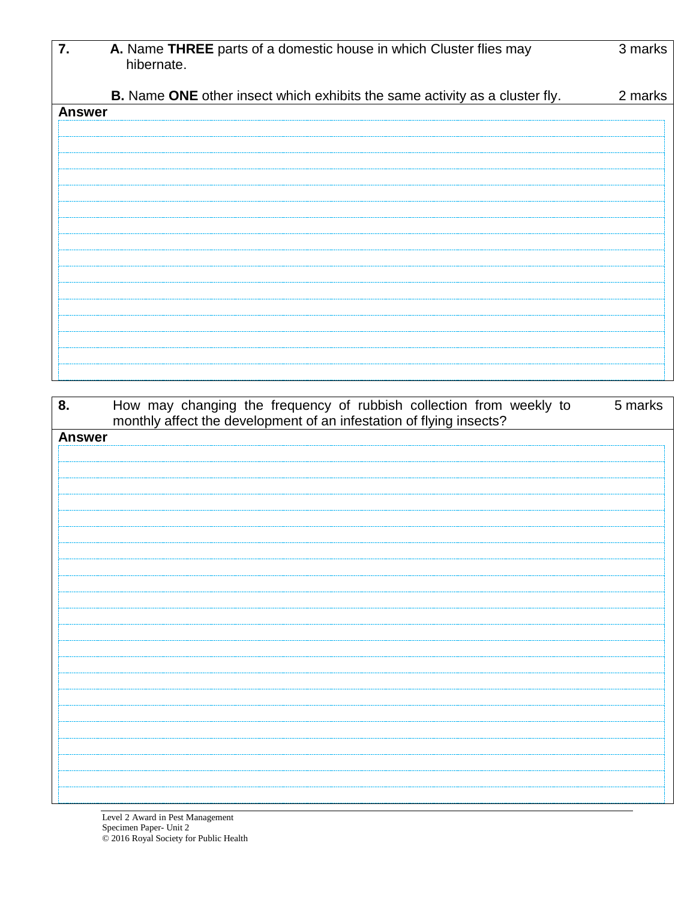**7.** **A.** Name **THREE** parts of a domestic house in which Cluster flies may hibernate. 3 marks

**B.** Name **ONE** other insect which exhibits the same activity as a cluster fly. 2 marks

**Answer**

**8.** How may changing the frequency of rubbish collection from weekly to monthly affect the development of an infestation of flying insects? 5 marks

**Answer**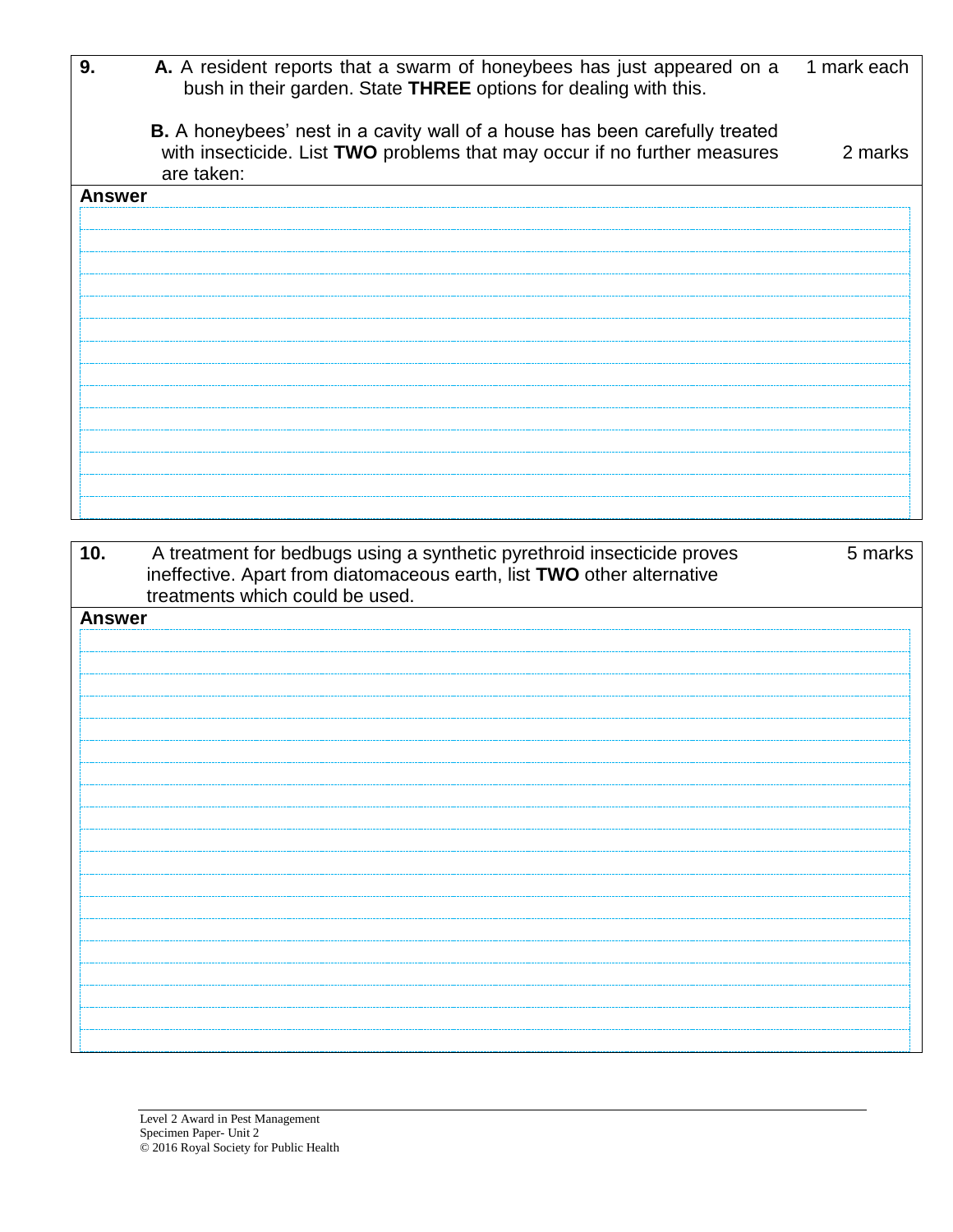| 9. | **A.** A resident reports that a swarm of honeybees has just appeared on a bush in their garden. State **THREE** options for dealing with this. | 1 mark each |
|---|---|---|
| | **B.** A honeybees' nest in a cavity wall of a house has been carefully treated with insecticide. List **TWO** problems that may occur if no further measures are taken: | 2 marks |

**Answer**

| 10. | A treatment for bedbugs using a synthetic pyrethroid insecticide proves ineffective. Apart from diatomaceous earth, list **TWO** other alternative treatments which could be used. | 5 marks |
|---|---|---|

**Answer**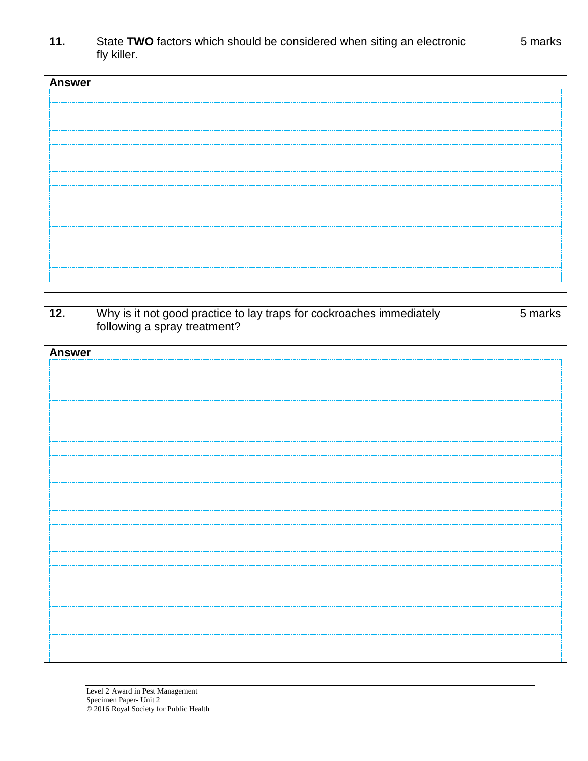| **11.** | State **TWO** factors which should be considered when siting an electronic fly killer. | 5 marks |
| --- | --- | --- |

**Answer**

| **12.** | Why is it not good practice to lay traps for cockroaches immediately following a spray treatment? | 5 marks |
| --- | --- | --- |

**Answer**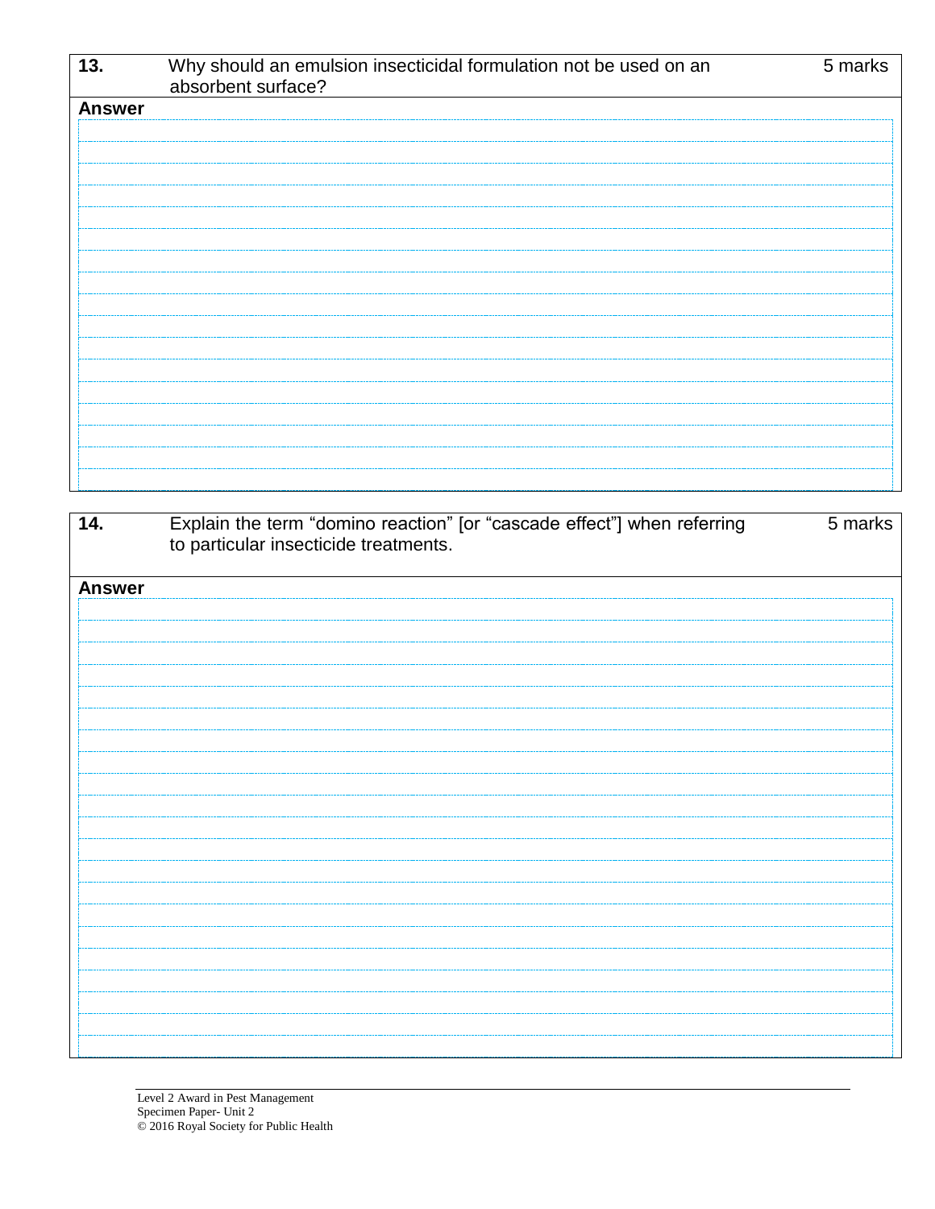| 13. | Why should an emulsion insecticidal formulation not be used on an absorbent surface? | 5 marks |
|---|---|---|
| **Answer** | | |

| 14. | Explain the term “domino reaction” [or “cascade effect”] when referring to particular insecticide treatments. | 5 marks |
|---|---|---|
| **Answer** | | |

Level 2 Award in Pest Management
Specimen Paper- Unit 2
© 2016 Royal Society for Public Health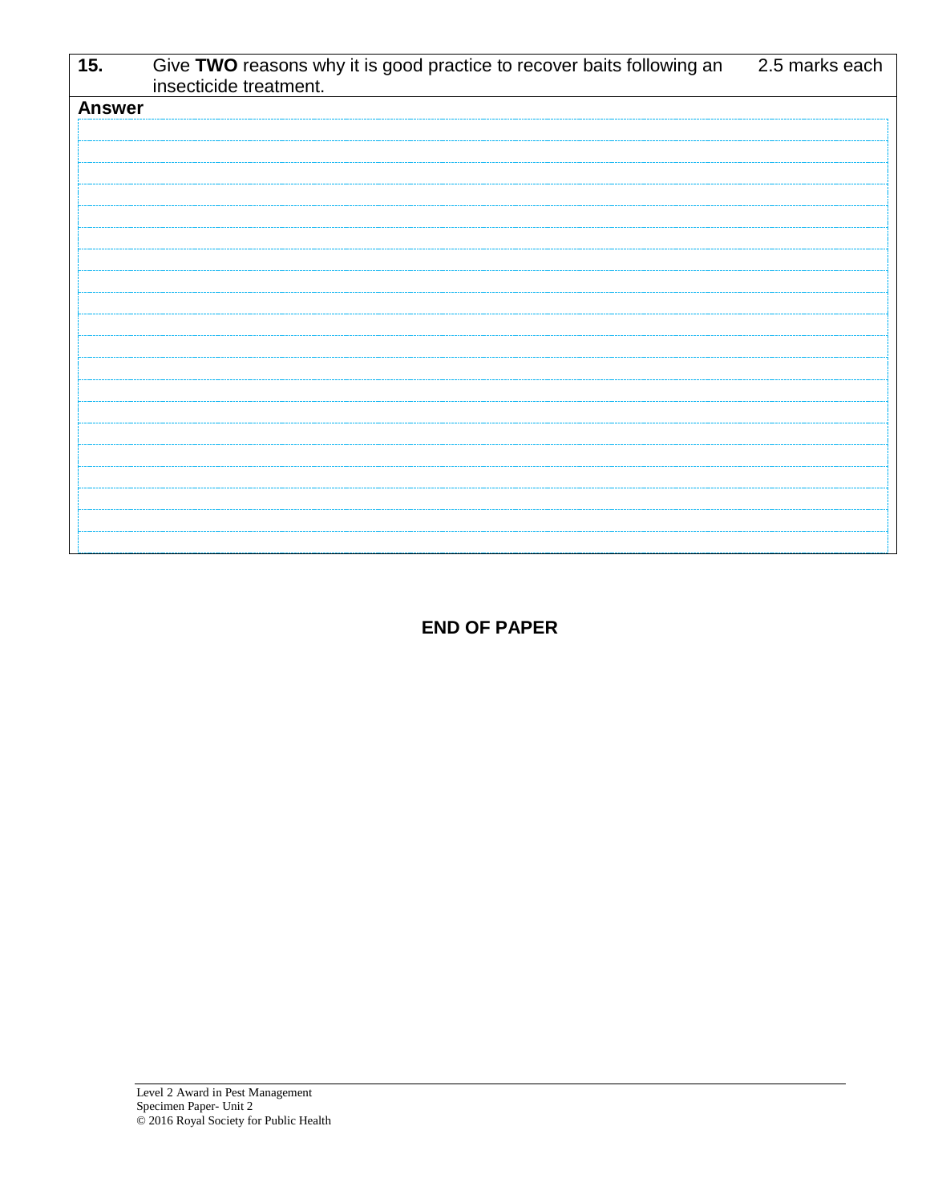| 15. | Give **TWO** reasons why it is good practice to recover baits following an insecticide treatment. | 2.5 marks each |
|---|---|---|

**Answer**

**END OF PAPER**